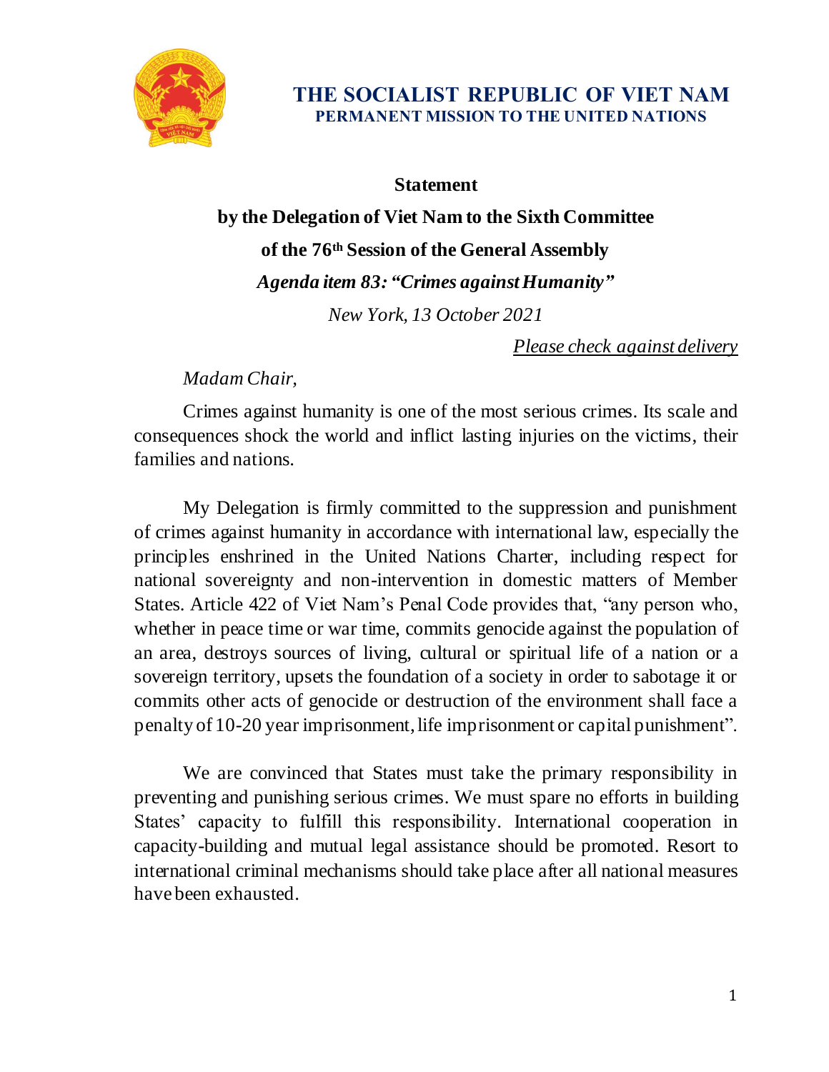# THE SOCIALIST REPUBLIC OF VIET NAM
## PERMANENT MISSION TO THE UNITED NATIONS

**Statement**

**by the Delegation of Viet Nam to the Sixth Committee**

**of the 76th Session of the General Assembly**

***Agenda item 83: "Crimes against Humanity"***

*New York, 13 October 2021*

*Please check against delivery*

*Madam Chair,*

Crimes against humanity is one of the most serious crimes. Its scale and consequences shock the world and inflict lasting injuries on the victims, their families and nations.

My Delegation is firmly committed to the suppression and punishment of crimes against humanity in accordance with international law, especially the principles enshrined in the United Nations Charter, including respect for national sovereignty and non-intervention in domestic matters of Member States. Article 422 of Viet Nam's Penal Code provides that, "any person who, whether in peace time or war time, commits genocide against the population of an area, destroys sources of living, cultural or spiritual life of a nation or a sovereign territory, upsets the foundation of a society in order to sabotage it or commits other acts of genocide or destruction of the environment shall face a penalty of 10-20 year imprisonment, life imprisonment or capital punishment".

We are convinced that States must take the primary responsibility in preventing and punishing serious crimes. We must spare no efforts in building States' capacity to fulfill this responsibility. International cooperation in capacity-building and mutual legal assistance should be promoted. Resort to international criminal mechanisms should take place after all national measures have been exhausted.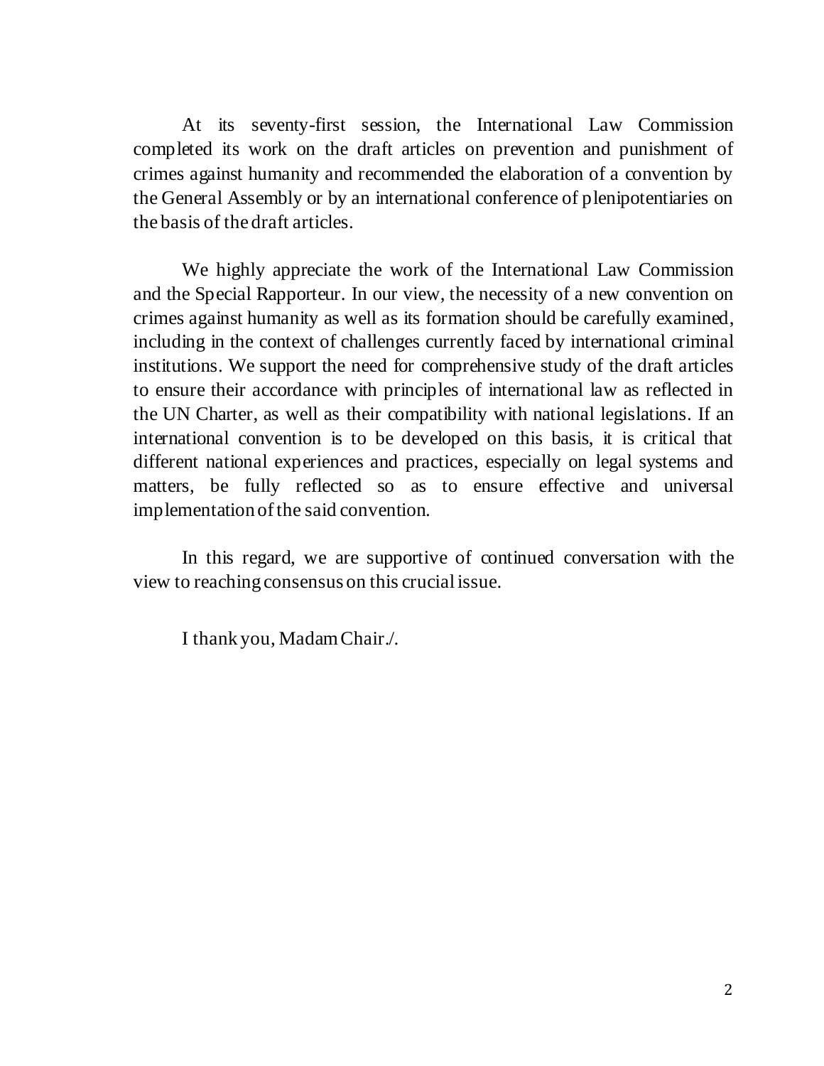At its seventy-first session, the International Law Commission completed its work on the draft articles on prevention and punishment of crimes against humanity and recommended the elaboration of a convention by the General Assembly or by an international conference of plenipotentiaries on the basis of the draft articles.

We highly appreciate the work of the International Law Commission and the Special Rapporteur. In our view, the necessity of a new convention on crimes against humanity as well as its formation should be carefully examined, including in the context of challenges currently faced by international criminal institutions. We support the need for comprehensive study of the draft articles to ensure their accordance with principles of international law as reflected in the UN Charter, as well as their compatibility with national legislations. If an international convention is to be developed on this basis, it is critical that different national experiences and practices, especially on legal systems and matters, be fully reflected so as to ensure effective and universal implementation of the said convention.

In this regard, we are supportive of continued conversation with the view to reaching consensus on this crucial issue.

I thank you, Madam Chair./.